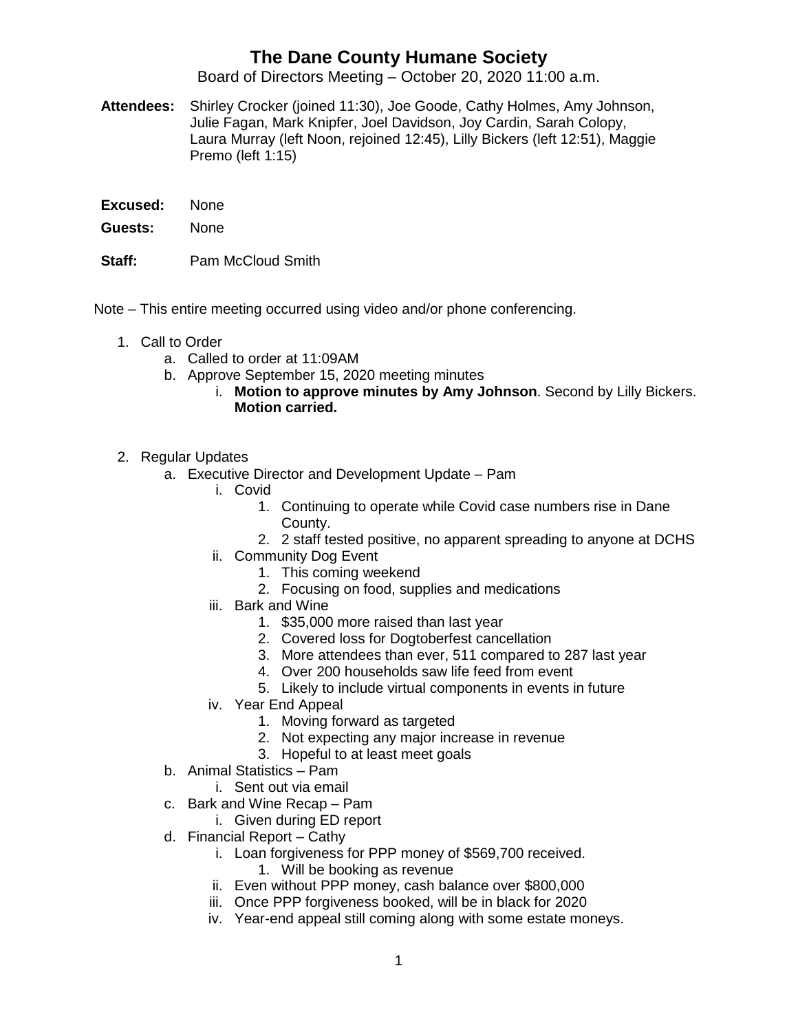# The Dane County Humane Society

Board of Directors Meeting – October 20, 2020 11:00 a.m.

**Attendees:** Shirley Crocker (joined 11:30), Joe Goode, Cathy Holmes, Amy Johnson, Julie Fagan, Mark Knipfer, Joel Davidson, Joy Cardin, Sarah Colopy, Laura Murray (left Noon, rejoined 12:45), Lilly Bickers (left 12:51), Maggie Premo (left 1:15)

**Excused:** None

**Guests:** None

**Staff:** Pam McCloud Smith

Note – This entire meeting occurred using video and/or phone conferencing.

1. Call to Order
   a. Called to order at 11:09AM
   b. Approve September 15, 2020 meeting minutes
      i. **Motion to approve minutes by Amy Johnson**. Second by Lilly Bickers. **Motion carried.**

2. Regular Updates
   a. Executive Director and Development Update – Pam
      i. Covid
         1. Continuing to operate while Covid case numbers rise in Dane County.
         2. 2 staff tested positive, no apparent spreading to anyone at DCHS
      ii. Community Dog Event
         1. This coming weekend
         2. Focusing on food, supplies and medications
      iii. Bark and Wine
         1. $35,000 more raised than last year
         2. Covered loss for Dogtoberfest cancellation
         3. More attendees than ever, 511 compared to 287 last year
         4. Over 200 households saw life feed from event
         5. Likely to include virtual components in events in future
      iv. Year End Appeal
         1. Moving forward as targeted
         2. Not expecting any major increase in revenue
         3. Hopeful to at least meet goals
   b. Animal Statistics – Pam
      i. Sent out via email
   c. Bark and Wine Recap – Pam
      i. Given during ED report
   d. Financial Report – Cathy
      i. Loan forgiveness for PPP money of $569,700 received.
         1. Will be booking as revenue
      ii. Even without PPP money, cash balance over $800,000
      iii. Once PPP forgiveness booked, will be in black for 2020
      iv. Year-end appeal still coming along with some estate moneys.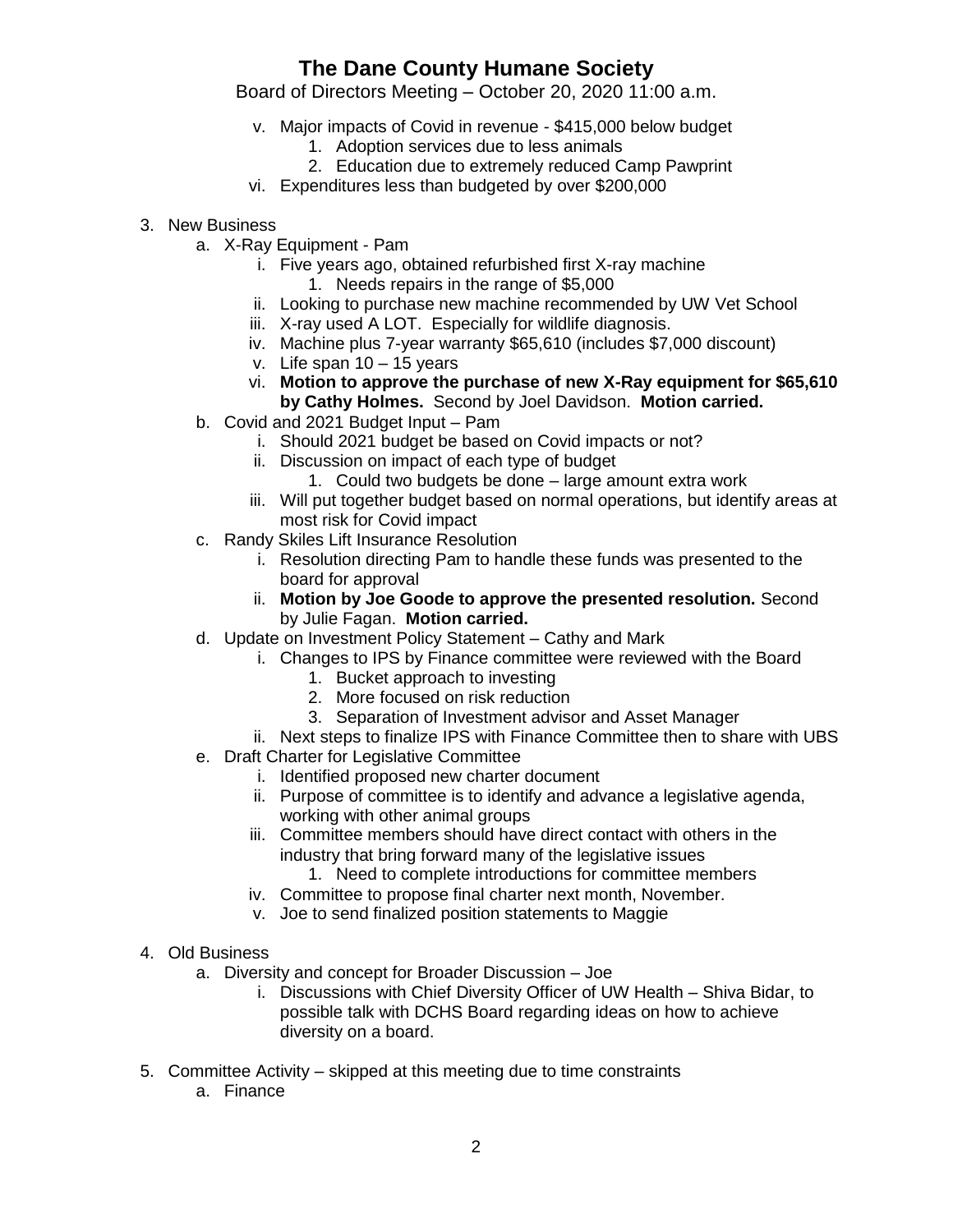# The Dane County Humane Society

Board of Directors Meeting – October 20, 2020 11:00 a.m.

- v. Major impacts of Covid in revenue - $415,000 below budget
  1. Adoption services due to less animals
  2. Education due to extremely reduced Camp Pawprint
- vi. Expenditures less than budgeted by over $200,000

3. New Business
   - a. X-Ray Equipment - Pam
     - i. Five years ago, obtained refurbished first X-ray machine
       1. Needs repairs in the range of $5,000
     - ii. Looking to purchase new machine recommended by UW Vet School
     - iii. X-ray used A LOT. Especially for wildlife diagnosis.
     - iv. Machine plus 7-year warranty $65,610 (includes $7,000 discount)
     - v. Life span 10 – 15 years
     - vi. **Motion to approve the purchase of new X-Ray equipment for $65,610 by Cathy Holmes.** Second by Joel Davidson. **Motion carried.**
   - b. Covid and 2021 Budget Input – Pam
     - i. Should 2021 budget be based on Covid impacts or not?
     - ii. Discussion on impact of each type of budget
       1. Could two budgets be done – large amount extra work
     - iii. Will put together budget based on normal operations, but identify areas at most risk for Covid impact
   - c. Randy Skiles Lift Insurance Resolution
     - i. Resolution directing Pam to handle these funds was presented to the board for approval
     - ii. **Motion by Joe Goode to approve the presented resolution.** Second by Julie Fagan. **Motion carried.**
   - d. Update on Investment Policy Statement – Cathy and Mark
     - i. Changes to IPS by Finance committee were reviewed with the Board
       1. Bucket approach to investing
       2. More focused on risk reduction
       3. Separation of Investment advisor and Asset Manager
     - ii. Next steps to finalize IPS with Finance Committee then to share with UBS
   - e. Draft Charter for Legislative Committee
     - i. Identified proposed new charter document
     - ii. Purpose of committee is to identify and advance a legislative agenda, working with other animal groups
     - iii. Committee members should have direct contact with others in the industry that bring forward many of the legislative issues
       1. Need to complete introductions for committee members
     - iv. Committee to propose final charter next month, November.
     - v. Joe to send finalized position statements to Maggie

4. Old Business
   - a. Diversity and concept for Broader Discussion – Joe
     - i. Discussions with Chief Diversity Officer of UW Health – Shiva Bidar, to possible talk with DCHS Board regarding ideas on how to achieve diversity on a board.

5. Committee Activity – skipped at this meeting due to time constraints
   - a. Finance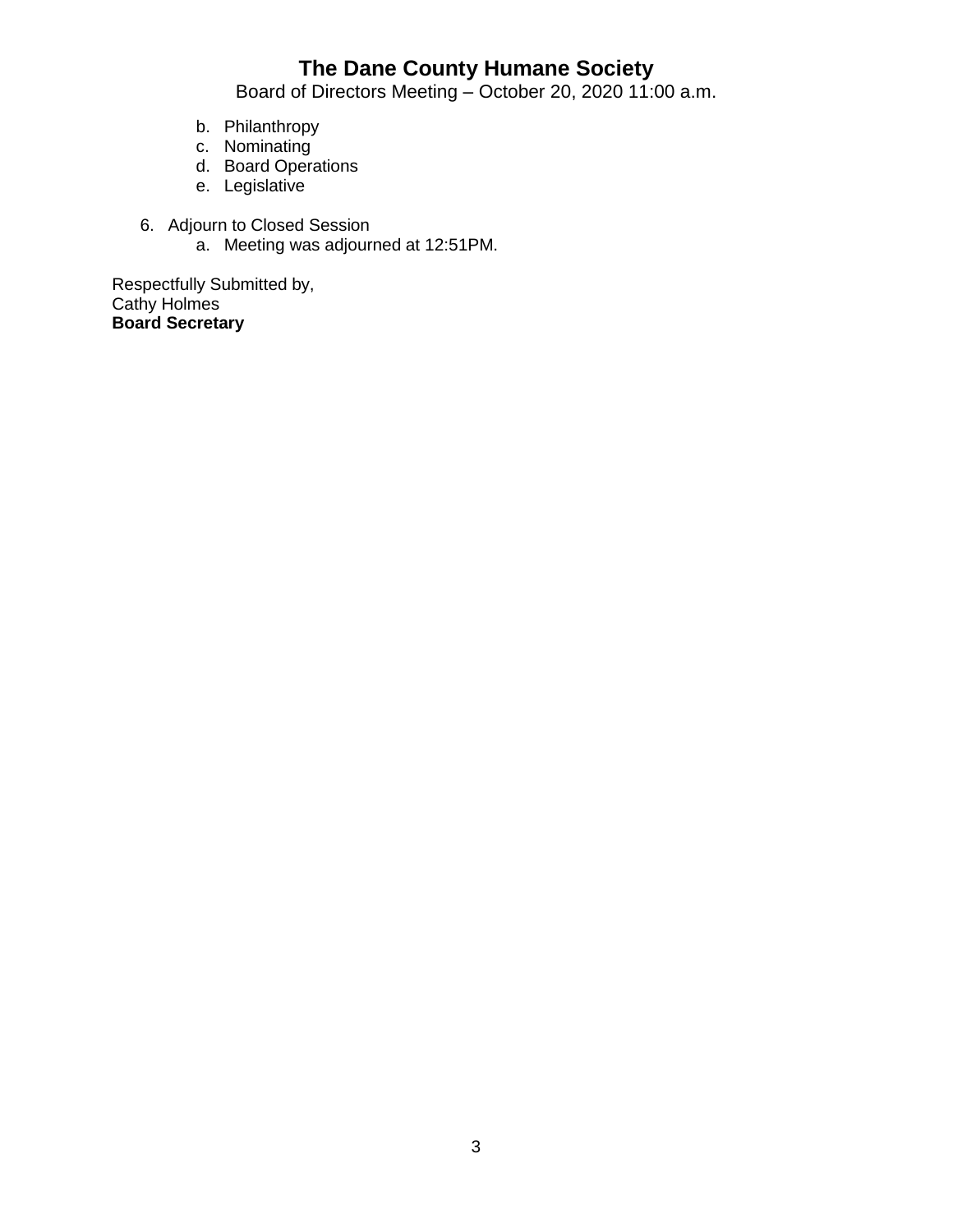b. Philanthropy
c. Nominating
d. Board Operations
e. Legislative

6. Adjourn to Closed Session
    a. Meeting was adjourned at 12:51PM.

Respectfully Submitted by,
Cathy Holmes
**Board Secretary**